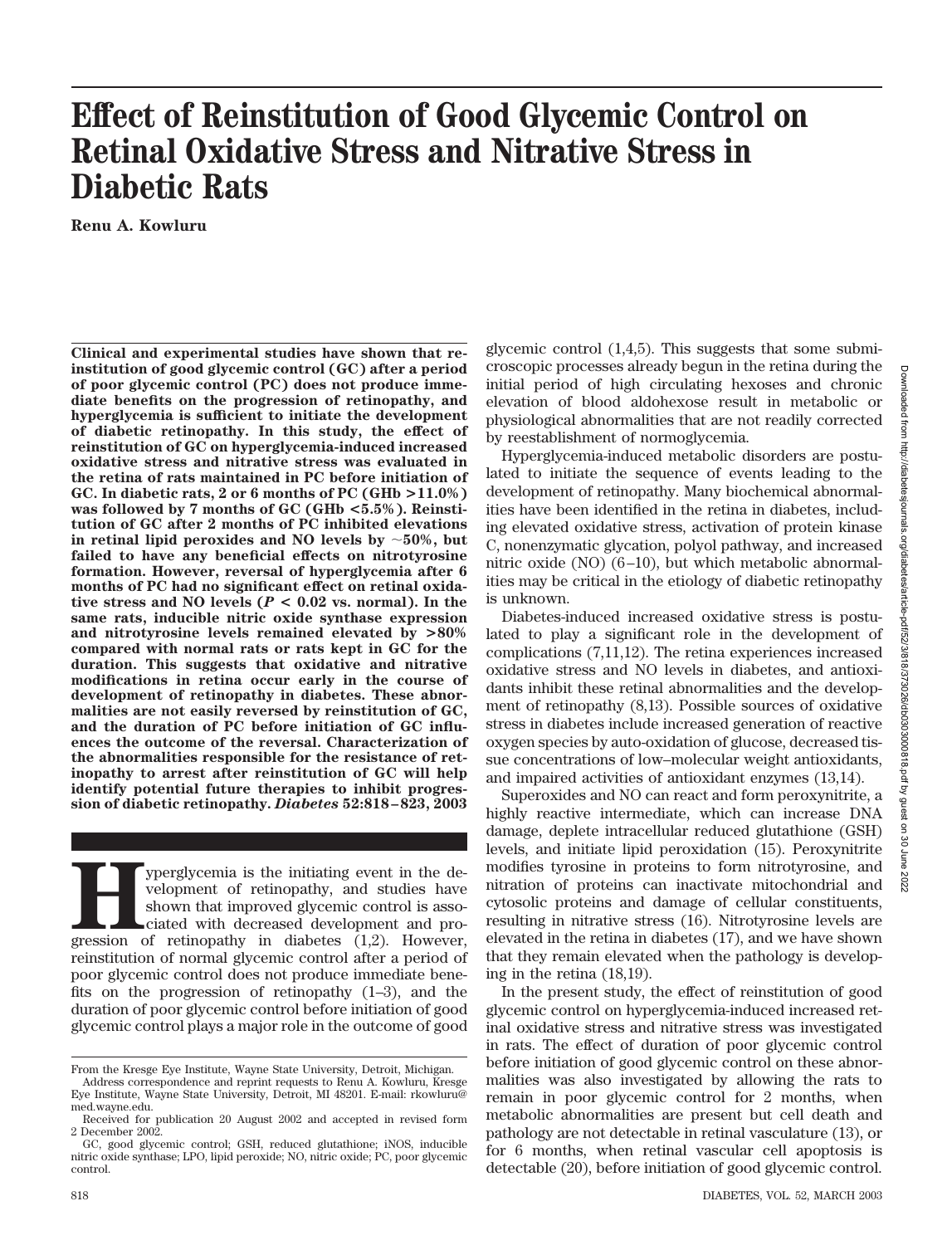# Effect of Reinstitution of Good Glycemic Control on Retinal Oxidative Stress and Nitrative Stress in Diabetic Rats

**Renu A. Kowluru**

**Clinical and experimental studies have shown that reinstitution of good glycemic control (GC) after a period of poor glycemic control (PC) does not produce immediate benefits on the progression of retinopathy, and hyperglycemia is sufficient to initiate the development of diabetic retinopathy. In this study, the effect of reinstitution of GC on hyperglycemia-induced increased oxidative stress and nitrative stress was evaluated in the retina of rats maintained in PC before initiation of GC. In diabetic rats, 2 or 6 months of PC (GHb >11.0%) was followed by 7 months of GC (GHb <5.5%). Reinstitution of GC after 2 months of PC inhibited elevations in retinal lipid peroxides and NO levels by ~50%, but failed to have any beneficial effects on nitrotyrosine formation. However, reversal of hyperglycemia after 6 months of PC had no significant effect on retinal oxidative stress and NO levels ($P < 0.02$ vs. normal). In the same rats, inducible nitric oxide synthase expression and nitrotyrosine levels remained elevated by >80% compared with normal rats or rats kept in GC for the duration. This suggests that oxidative and nitrative modifications in retina occur early in the course of development of retinopathy in diabetes. These abnormalities are not easily reversed by reinstitution of GC, and the duration of PC before initiation of GC influences the outcome of the reversal. Characterization of the abnormalities responsible for the resistance of retinopathy to arrest after reinstitution of GC will help identify potential future therapies to inhibit progression of diabetic retinopathy.** ***Diabetes*** **52:818–823, 2003**

Hyperglycemia is the initiating event in the development of retinopathy, and studies have shown that improved glycemic control is associated with decreased development and progression of retinopathy in diabetes (1,2). However, reinstitution of normal glycemic control after a period of poor glycemic control does not produce immediate benefits on the progression of retinopathy (1–3), and the duration of poor glycemic control before initiation of good glycemic control plays a major role in the outcome of good glycemic control (1,4,5). This suggests that some submicroscopic processes already begun in the retina during the initial period of high circulating hexoses and chronic elevation of blood aldohexose result in metabolic or physiological abnormalities that are not readily corrected by reestablishment of normoglycemia.

Hyperglycemia-induced metabolic disorders are postulated to initiate the sequence of events leading to the development of retinopathy. Many biochemical abnormalities have been identified in the retina in diabetes, including elevated oxidative stress, activation of protein kinase C, nonenzymatic glycation, polyol pathway, and increased nitric oxide (NO) (6–10), but which metabolic abnormalities may be critical in the etiology of diabetic retinopathy is unknown.

Diabetes-induced increased oxidative stress is postulated to play a significant role in the development of complications (7,11,12). The retina experiences increased oxidative stress and NO levels in diabetes, and antioxidants inhibit these retinal abnormalities and the development of retinopathy (8,13). Possible sources of oxidative stress in diabetes include increased generation of reactive oxygen species by auto-oxidation of glucose, decreased tissue concentrations of low–molecular weight antioxidants, and impaired activities of antioxidant enzymes (13,14).

Superoxides and NO can react and form peroxynitrite, a highly reactive intermediate, which can increase DNA damage, deplete intracellular reduced glutathione (GSH) levels, and initiate lipid peroxidation (15). Peroxynitrite modifies tyrosine in proteins to form nitrotyrosine, and nitration of proteins can inactivate mitochondrial and cytosolic proteins and damage of cellular constituents, resulting in nitrative stress (16). Nitrotyrosine levels are elevated in the retina in diabetes (17), and we have shown that they remain elevated when the pathology is developing in the retina (18,19).

In the present study, the effect of reinstitution of good glycemic control on hyperglycemia-induced increased retinal oxidative stress and nitrative stress was investigated in rats. The effect of duration of poor glycemic control before initiation of good glycemic control on these abnormalities was also investigated by allowing the rats to remain in poor glycemic control for 2 months, when metabolic abnormalities are present but cell death and pathology are not detectable in retinal vasculature (13), or for 6 months, when retinal vascular cell apoptosis is detectable (20), before initiation of good glycemic control.

From the Kresge Eye Institute, Wayne State University, Detroit, Michigan.

Address correspondence and reprint requests to Renu A. Kowluru, Kresge Eye Institute, Wayne State University, Detroit, MI 48201. E-mail: rkowluru@med.wayne.edu.

Received for publication 20 August 2002 and accepted in revised form 2 December 2002.

GC, good glycemic control; GSH, reduced glutathione; iNOS, inducible nitric oxide synthase; LPO, lipid peroxide; NO, nitric oxide; PC, poor glycemic control.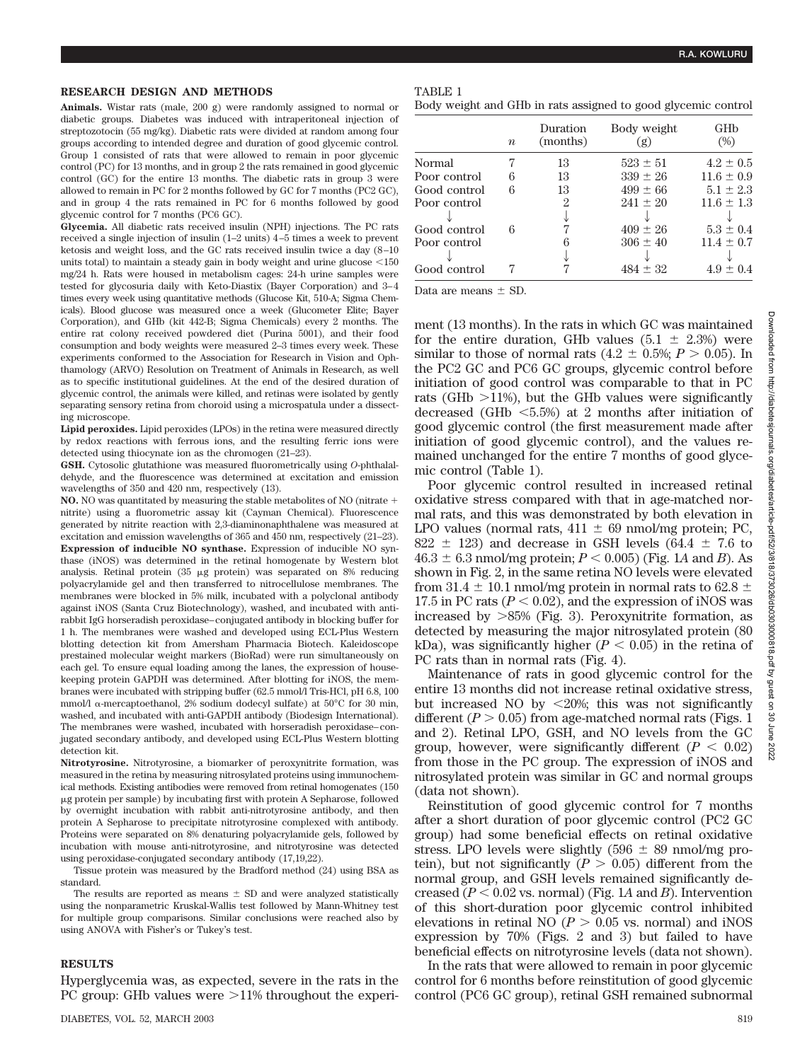## RESEARCH DESIGN AND METHODS

**Animals.** Wistar rats (male, 200 g) were randomly assigned to normal or diabetic groups. Diabetes was induced with intraperitoneal injection of streptozotocin (55 mg/kg). Diabetic rats were divided at random among four groups according to intended degree and duration of good glycemic control. Group 1 consisted of rats that were allowed to remain in poor glycemic control (PC) for 13 months, and in group 2 the rats remained in good glycemic control (GC) for the entire 13 months. The diabetic rats in group 3 were allowed to remain in PC for 2 months followed by GC for 7 months (PC2 GC), and in group 4 the rats remained in PC for 6 months followed by good glycemic control for 7 months (PC6 GC).

**Glycemia.** All diabetic rats received insulin (NPH) injections. The PC rats received a single injection of insulin (1–2 units) 4–5 times a week to prevent ketosis and weight loss, and the GC rats received insulin twice a day (8–10 units total) to maintain a steady gain in body weight and urine glucose <150 mg/24 h. Rats were housed in metabolism cages: 24-h urine samples were tested for glycosuria daily with Keto-Diastix (Bayer Corporation) and 3–4 times every week using quantitative methods (Glucose Kit, 510-A; Sigma Chemicals). Blood glucose was measured once a week (Glucometer Elite; Bayer Corporation), and GHb (kit 442-B; Sigma Chemicals) every 2 months. The entire rat colony received powdered diet (Purina 5001), and their food consumption and body weights were measured 2–3 times every week. These experiments conformed to the Association for Research in Vision and Ophthamology (ARVO) Resolution on Treatment of Animals in Research, as well as to specific institutional guidelines. At the end of the desired duration of glycemic control, the animals were killed, and retinas were isolated by gently separating sensory retina from choroid using a microspatula under a dissecting microscope.

**Lipid peroxides.** Lipid peroxides (LPOs) in the retina were measured directly by redox reactions with ferrous ions, and the resulting ferric ions were detected using thiocyanate ion as the chromogen (21–23).

**GSH.** Cytosolic glutathione was measured fluorometrically using *O*-phthalaldehyde, and the fluorescence was determined at excitation and emission wavelengths of 350 and 420 nm, respectively (13).

**NO.** NO was quantitated by measuring the stable metabolites of NO (nitrate + nitrite) using a fluorometric assay kit (Cayman Chemical). Fluorescence generated by nitrite reaction with 2,3-diaminonaphthalene was measured at excitation and emission wavelengths of 365 and 450 nm, respectively (21–23).

**Expression of inducible NO synthase.** Expression of inducible NO synthase (iNOS) was determined in the retinal homogenate by Western blot analysis. Retinal protein (35 μg protein) was separated on 8% reducing polyacrylamide gel and then transferred to nitrocellulose membranes. The membranes were blocked in 5% milk, incubated with a polyclonal antibody against iNOS (Santa Cruz Biotechnology), washed, and incubated with anti-rabbit IgG horseradish peroxidase–conjugated antibody in blocking buffer for 1 h. The membranes were washed and developed using ECL-Plus Western blotting detection kit from Amersham Pharmacia Biotech. Kaleidoscope prestained molecular weight markers (BioRad) were run simultaneously on each gel. To ensure equal loading among the lanes, the expression of housekeeping protein GAPDH was determined. After blotting for iNOS, the membranes were incubated with stripping buffer (62.5 mmol/l Tris-HCl, pH 6.8, 100 mmol/l α-mercaptoethanol, 2% sodium dodecyl sulfate) at 50°C for 30 min, washed, and incubated with anti-GAPDH antibody (Biodesign International). The membranes were washed, incubated with horseradish peroxidase–conjugated secondary antibody, and developed using ECL-Plus Western blotting detection kit.

**Nitrotyrosine.** Nitrotyrosine, a biomarker of peroxynitrite formation, was measured in the retina by measuring nitrosylated proteins using immunochemical methods. Existing antibodies were removed from retinal homogenates (150 μg protein per sample) by incubating first with protein A Sepharose, followed by overnight incubation with rabbit anti-nitrotyrosine antibody, and then protein A Sepharose to precipitate nitrotyrosine complexed with antibody. Proteins were separated on 8% denaturing polyacrylamide gels, followed by incubation with mouse anti-nitrotyrosine, and nitrotyrosine was detected using peroxidase-conjugated secondary antibody (17,19,22).

Tissue protein was measured by the Bradford method (24) using BSA as standard.

The results are reported as means ± SD and were analyzed statistically using the nonparametric Kruskal-Wallis test followed by Mann-Whitney test for multiple group comparisons. Similar conclusions were reached also by using ANOVA with Fisher's or Tukey's test.

## RESULTS

Hyperglycemia was, as expected, severe in the rats in the PC group: GHb values were >11% throughout the experiment (13 months). In the rats in which GC was maintained for the entire duration, GHb values (5.1 ± 2.3%) were similar to those of normal rats (4.2 ± 0.5%; $P > 0.05$). In the PC2 GC and PC6 GC groups, glycemic control before initiation of good control was comparable to that in PC rats (GHb >11%), but the GHb values were significantly decreased (GHb <5.5%) at 2 months after initiation of good glycemic control (the first measurement made after initiation of good glycemic control), and the values remained unchanged for the entire 7 months of good glycemic control (Table 1).

TABLE 1

Body weight and GHb in rats assigned to good glycemic control

| | *n* | Duration (months) | Body weight (g) | GHb (%) |
|---|---|---|---|---|
| Normal | 7 | 13 | 523 ± 51 | 4.2 ± 0.5 |
| Poor control | 6 | 13 | 339 ± 26 | 11.6 ± 0.9 |
| Good control | 6 | 13 | 499 ± 66 | 5.1 ± 2.3 |
| Poor control | | 2 | 241 ± 20 | 11.6 ± 1.3 |
| ↓ | | ↓ | ↓ | ↓ |
| Good control | 6 | 7 | 409 ± 26 | 5.3 ± 0.4 |
| Poor control | | 6 | 306 ± 40 | 11.4 ± 0.7 |
| ↓ | | ↓ | ↓ | ↓ |
| Good control | 7 | 7 | 484 ± 32 | 4.9 ± 0.4 |

Data are means ± SD.

Poor glycemic control resulted in increased retinal oxidative stress compared with that in age-matched normal rats, and this was demonstrated by both elevation in LPO values (normal rats, 411 ± 69 nmol/mg protein; PC, 822 ± 123) and decrease in GSH levels (64.4 ± 7.6 to 46.3 ± 6.3 nmol/mg protein; $P < 0.005$) (Fig. 1*A* and *B*). As shown in Fig. 2, in the same retina NO levels were elevated from 31.4 ± 10.1 nmol/mg protein in normal rats to 62.8 ± 17.5 in PC rats ($P < 0.02$), and the expression of iNOS was increased by >85% (Fig. 3). Peroxynitrite formation, as detected by measuring the major nitrosylated protein (80 kDa), was significantly higher ($P < 0.05$) in the retina of PC rats than in normal rats (Fig. 4).

Maintenance of rats in good glycemic control for the entire 13 months did not increase retinal oxidative stress, but increased NO by <20%; this was not significantly different ($P > 0.05$) from age-matched normal rats (Figs. 1 and 2). Retinal LPO, GSH, and NO levels from the GC group, however, were significantly different ($P < 0.02$) from those in the PC group. The expression of iNOS and nitrosylated protein was similar in GC and normal groups (data not shown).

Reinstitution of good glycemic control for 7 months after a short duration of poor glycemic control (PC2 GC group) had some beneficial effects on retinal oxidative stress. LPO levels were slightly (596 ± 89 nmol/mg protein), but not significantly ($P > 0.05$) different from the normal group, and GSH levels remained significantly decreased ($P < 0.02$ vs. normal) (Fig. 1*A* and *B*). Intervention of this short-duration poor glycemic control inhibited elevations in retinal NO ($P > 0.05$ vs. normal) and iNOS expression by 70% (Figs. 2 and 3) but failed to have beneficial effects on nitrotyrosine levels (data not shown).

In the rats that were allowed to remain in poor glycemic control for 6 months before reinstitution of good glycemic control (PC6 GC group), retinal GSH remained subnormal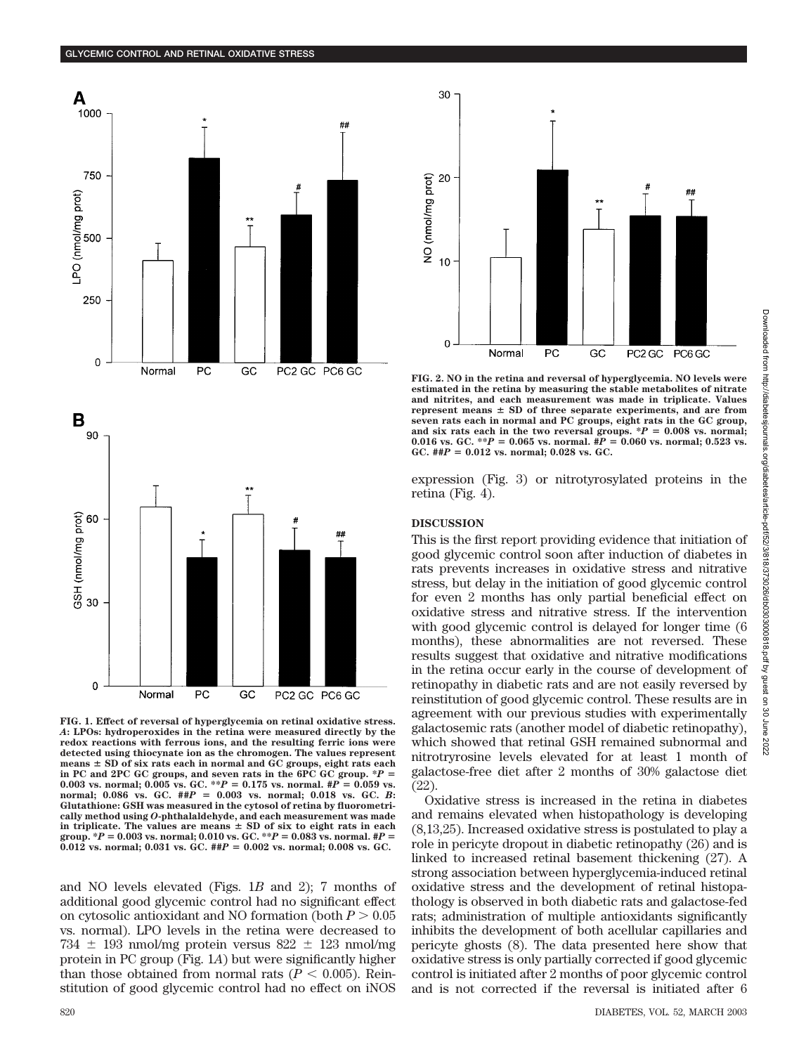**FIG. 1. Effect of reversal of hyperglycemia on retinal oxidative stress.** *A*: LPOs: hydroperoxides in the retina were measured directly by the redox reactions with ferrous ions, and the resulting ferric ions were detected using thiocynate ion as the chromogen. The values represent means ± SD of six rats each in normal and GC groups, eight rats each in PC and 2PC GC groups, and seven rats in the 6PC GC group. $^*P$ = 0.003 vs. normal; 0.005 vs. GC. $^{**}P$ = 0.175 vs. normal. #$P$ = 0.059 vs. normal; 0.086 vs. GC. ##$P$ = 0.003 vs. normal; 0.018 vs. GC. *B*: Glutathione: GSH was measured in the cytosol of retina by fluorometrically method using *O*-phthalaldehyde, and each measurement was made in triplicate. The values are means ± SD of six to eight rats in each group. $^*P$ = 0.003 vs. normal; 0.010 vs. GC. $^{**}P$ = 0.083 vs. normal. #$P$ = 0.012 vs. normal; 0.031 vs. GC. ##$P$ = 0.002 vs. normal; 0.008 vs. GC.

**FIG. 2. NO in the retina and reversal of hyperglycemia.** NO levels were estimated in the retina by measuring the stable metabolites of nitrate and nitrites, and each measurement was made in triplicate. Values represent means ± SD of three separate experiments, and are from seven rats each in normal and PC groups, eight rats in the GC group, and six rats each in the two reversal groups. $^*P$ = 0.008 vs. normal; 0.016 vs. GC. $^{**}P$ = 0.065 vs. normal. #$P$ = 0.060 vs. normal; 0.523 vs. GC. ##$P$ = 0.012 vs. normal; 0.028 vs. GC.

and NO levels elevated (Figs. 1*B* and 2); 7 months of additional good glycemic control had no significant effect on cytosolic antioxidant and NO formation (both $P > 0.05$ vs. normal). LPO levels in the retina were decreased to 734 ± 193 nmol/mg protein versus 822 ± 123 nmol/mg protein in PC group (Fig. 1*A*) but were significantly higher than those obtained from normal rats ($P < 0.005$). Reinstitution of good glycemic control had no effect on iNOS expression (Fig. 3) or nitrotyrosylated proteins in the retina (Fig. 4).

## DISCUSSION

This is the first report providing evidence that initiation of good glycemic control soon after induction of diabetes in rats prevents increases in oxidative stress and nitrative stress, but delay in the initiation of good glycemic control for even 2 months has only partial beneficial effect on oxidative stress and nitrative stress. If the intervention with good glycemic control is delayed for longer time (6 months), these abnormalities are not reversed. These results suggest that oxidative and nitrative modifications in the retina occur early in the course of development of retinopathy in diabetic rats and are not easily reversed by reinstitution of good glycemic control. These results are in agreement with our previous studies with experimentally galactosemic rats (another model of diabetic retinopathy), which showed that retinal GSH remained subnormal and nitrotryrosine levels elevated for at least 1 month of galactose-free diet after 2 months of 30% galactose diet (22).

Oxidative stress is increased in the retina in diabetes and remains elevated when histopathology is developing (8,13,25). Increased oxidative stress is postulated to play a role in pericyte dropout in diabetic retinopathy (26) and is linked to increased retinal basement thickening (27). A strong association between hyperglycemia-induced retinal oxidative stress and the development of retinal histopathology is observed in both diabetic rats and galactose-fed rats; administration of multiple antioxidants significantly inhibits the development of both acellular capillaries and pericyte ghosts (8). The data presented here show that oxidative stress is only partially corrected if good glycemic control is initiated after 2 months of poor glycemic control and is not corrected if the reversal is initiated after 6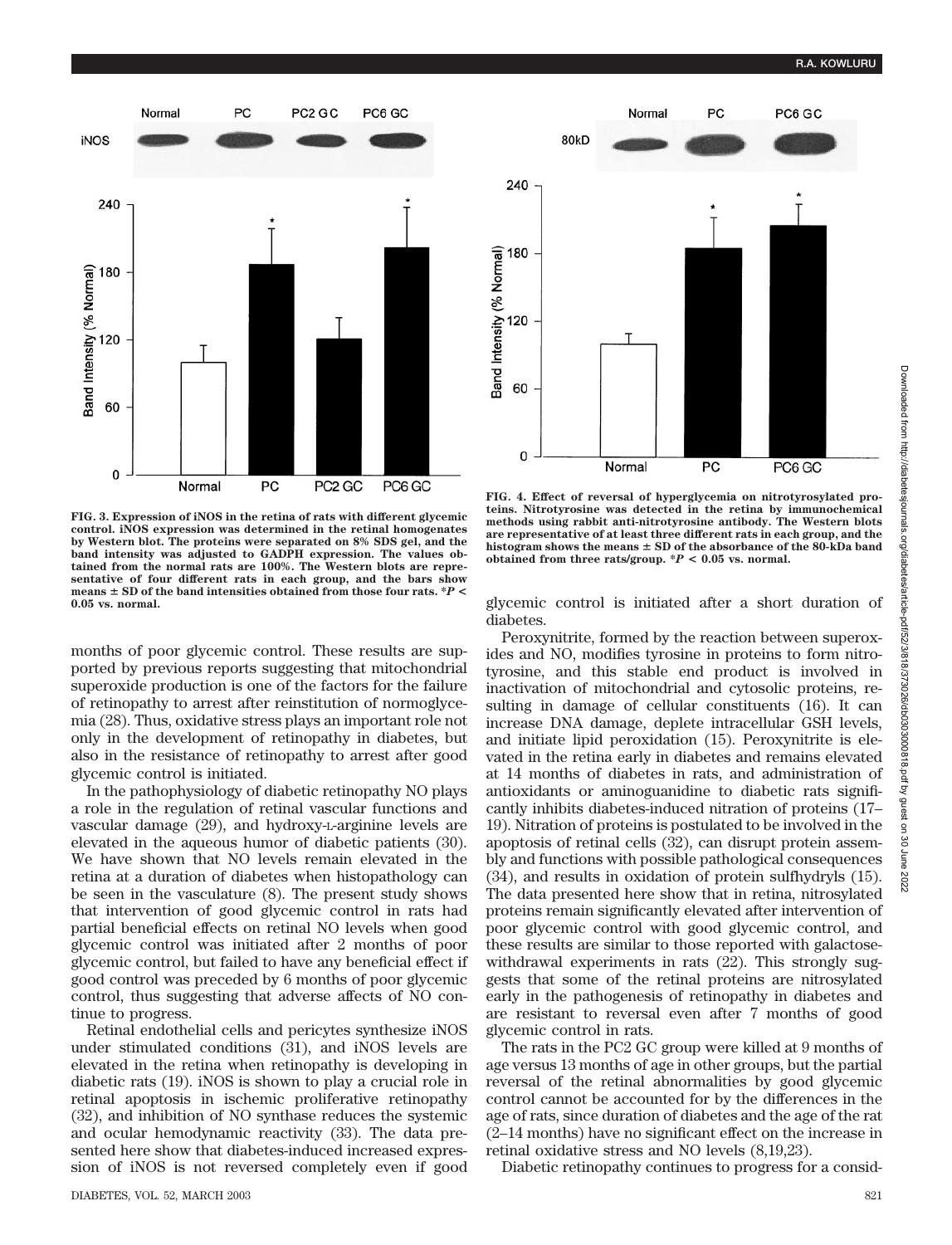FIG. 3. Expression of iNOS in the retina of rats with different glycemic control. iNOS expression was determined in the retinal homogenates by Western blot. The proteins were separated on 8% SDS gel, and the band intensity was adjusted to GADPH expression. The values obtained from the normal rats are 100%. The Western blots are representative of four different rats in each group, and the bars show means ± SD of the band intensities obtained from those four rats. $^*P < 0.05$ vs. normal.

FIG. 4. Effect of reversal of hyperglycemia on nitrotyrosylated proteins. Nitrotyrosine was detected in the retina by immunochemical methods using rabbit anti-nitrotyrosine antibody. The Western blots are representative of at least three different rats in each group, and the histogram shows the means ± SD of the absorbance of the 80-kDa band obtained from three rats/group. $^*P < 0.05$ vs. normal.

months of poor glycemic control. These results are supported by previous reports suggesting that mitochondrial superoxide production is one of the factors for the failure of retinopathy to arrest after reinstitution of normoglycemia (28). Thus, oxidative stress plays an important role not only in the development of retinopathy in diabetes, but also in the resistance of retinopathy to arrest after good glycemic control is initiated.

In the pathophysiology of diabetic retinopathy NO plays a role in the regulation of retinal vascular functions and vascular damage (29), and hydroxy-L-arginine levels are elevated in the aqueous humor of diabetic patients (30). We have shown that NO levels remain elevated in the retina at a duration of diabetes when histopathology can be seen in the vasculature (8). The present study shows that intervention of good glycemic control in rats had partial beneficial effects on retinal NO levels when good glycemic control was initiated after 2 months of poor glycemic control, but failed to have any beneficial effect if good control was preceded by 6 months of poor glycemic control, thus suggesting that adverse affects of NO continue to progress.

Retinal endothelial cells and pericytes synthesize iNOS under stimulated conditions (31), and iNOS levels are elevated in the retina when retinopathy is developing in diabetic rats (19). iNOS is shown to play a crucial role in retinal apoptosis in ischemic proliferative retinopathy (32), and inhibition of NO synthase reduces the systemic and ocular hemodynamic reactivity (33). The data presented here show that diabetes-induced increased expression of iNOS is not reversed completely even if good glycemic control is initiated after a short duration of diabetes.

Peroxynitrite, formed by the reaction between superoxides and NO, modifies tyrosine in proteins to form nitrotyrosine, and this stable end product is involved in inactivation of mitochondrial and cytosolic proteins, resulting in damage of cellular constituents (16). It can increase DNA damage, deplete intracellular GSH levels, and initiate lipid peroxidation (15). Peroxynitrite is elevated in the retina early in diabetes and remains elevated at 14 months of diabetes in rats, and administration of antioxidants or aminoguanidine to diabetic rats significantly inhibits diabetes-induced nitration of proteins (17–19). Nitration of proteins is postulated to be involved in the apoptosis of retinal cells (32), can disrupt protein assembly and functions with possible pathological consequences (34), and results in oxidation of protein sulfhydryls (15). The data presented here show that in retina, nitrosylated proteins remain significantly elevated after intervention of poor glycemic control with good glycemic control, and these results are similar to those reported with galactose-withdrawal experiments in rats (22). This strongly suggests that some of the retinal proteins are nitrosylated early in the pathogenesis of retinopathy in diabetes and are resistant to reversal even after 7 months of good glycemic control in rats.

The rats in the PC2 GC group were killed at 9 months of age versus 13 months of age in other groups, but the partial reversal of the retinal abnormalities by good glycemic control cannot be accounted for by the differences in the age of rats, since duration of diabetes and the age of the rat (2–14 months) have no significant effect on the increase in retinal oxidative stress and NO levels (8,19,23).

Diabetic retinopathy continues to progress for a consid-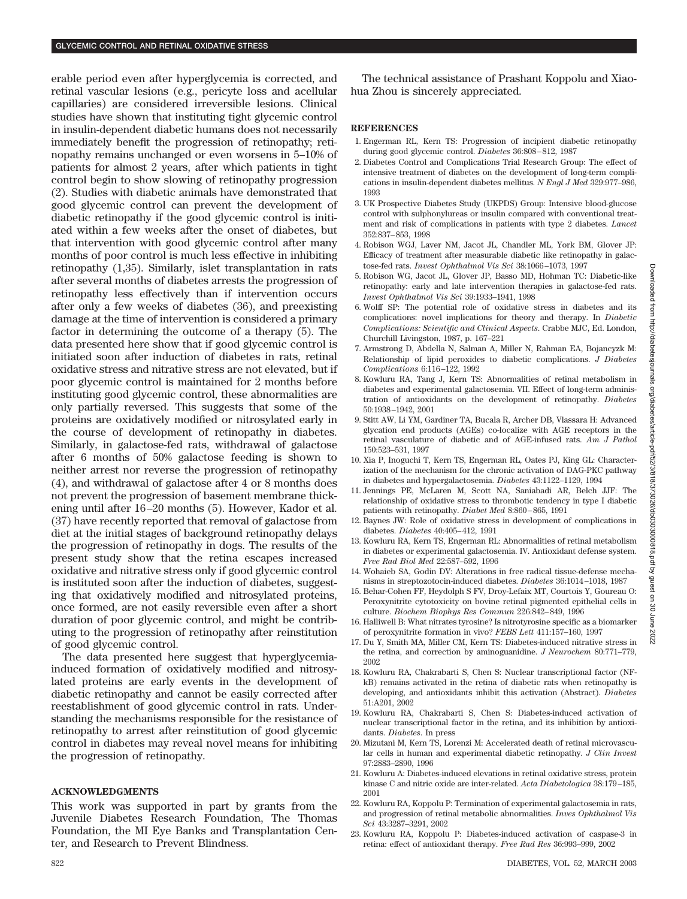erable period even after hyperglycemia is corrected, and retinal vascular lesions (e.g., pericyte loss and acellular capillaries) are considered irreversible lesions. Clinical studies have shown that instituting tight glycemic control in insulin-dependent diabetic humans does not necessarily immediately benefit the progression of retinopathy; retinopathy remains unchanged or even worsens in 5–10% of patients for almost 2 years, after which patients in tight control begin to show slowing of retinopathy progression (2). Studies with diabetic animals have demonstrated that good glycemic control can prevent the development of diabetic retinopathy if the good glycemic control is initiated within a few weeks after the onset of diabetes, but that intervention with good glycemic control after many months of poor control is much less effective in inhibiting retinopathy (1,35). Similarly, islet transplantation in rats after several months of diabetes arrests the progression of retinopathy less effectively than if intervention occurs after only a few weeks of diabetes (36), and preexisting damage at the time of intervention is considered a primary factor in determining the outcome of a therapy (5). The data presented here show that if good glycemic control is initiated soon after induction of diabetes in rats, retinal oxidative stress and nitrative stress are not elevated, but if poor glycemic control is maintained for 2 months before instituting good glycemic control, these abnormalities are only partially reversed. This suggests that some of the proteins are oxidatively modified or nitrosylated early in the course of development of retinopathy in diabetes. Similarly, in galactose-fed rats, withdrawal of galactose after 6 months of 50% galactose feeding is shown to neither arrest nor reverse the progression of retinopathy (4), and withdrawal of galactose after 4 or 8 months does not prevent the progression of basement membrane thickening until after 16–20 months (5). However, Kador et al. (37) have recently reported that removal of galactose from diet at the initial stages of background retinopathy delays the progression of retinopathy in dogs. The results of the present study show that the retina escapes increased oxidative and nitrative stress only if good glycemic control is instituted soon after the induction of diabetes, suggesting that oxidatively modified and nitrosylated proteins, once formed, are not easily reversible even after a short duration of poor glycemic control, and might be contributing to the progression of retinopathy after reinstitution of good glycemic control.

The data presented here suggest that hyperglycemia-induced formation of oxidatively modified and nitrosylated proteins are early events in the development of diabetic retinopathy and cannot be easily corrected after reestablishment of good glycemic control in rats. Understanding the mechanisms responsible for the resistance of retinopathy to arrest after reinstitution of good glycemic control in diabetes may reveal novel means for inhibiting the progression of retinopathy.

## ACKNOWLEDGMENTS

This work was supported in part by grants from the Juvenile Diabetes Research Foundation, The Thomas Foundation, the MI Eye Banks and Transplantation Center, and Research to Prevent Blindness.

The technical assistance of Prashant Koppolu and Xiaohua Zhou is sincerely appreciated.

## REFERENCES

1. Engerman RL, Kern TS: Progression of incipient diabetic retinopathy during good glycemic control. *Diabetes* 36:808–812, 1987
2. Diabetes Control and Complications Trial Research Group: The effect of intensive treatment of diabetes on the development of long-term complications in insulin-dependent diabetes mellitus. *N Engl J Med* 329:977–986, 1993
3. UK Prospective Diabetes Study (UKPDS) Group: Intensive blood-glucose control with sulphonylureas or insulin compared with conventional treatment and risk of complications in patients with type 2 diabetes. *Lancet* 352:837–853, 1998
4. Robison WGJ, Laver NM, Jacot JL, Chandler ML, York BM, Glover JP: Efficacy of treatment after measurable diabetic like retinopathy in galactose-fed rats. *Invest Ophthalmol Vis Sci* 38:1066–1073, 1997
5. Robison WG, Jacot JL, Glover JP, Basso MD, Hohman TC: Diabetic-like retinopathy: early and late intervention therapies in galactose-fed rats. *Invest Ophthalmol Vis Sci* 39:1933–1941, 1998
6. Wolff SP: The potential role of oxidative stress in diabetes and its complications: novel implications for theory and therapy. In *Diabetic Complications: Scientific and Clinical Aspects*. Crabbe MJC, Ed. London, Churchill Livingston, 1987, p. 167–221
7. Armstrong D, Abdella N, Salman A, Miller N, Rahman EA, Bojancyzk M: Relationship of lipid peroxides to diabetic complications. *J Diabetes Complications* 6:116–122, 1992
8. Kowluru RA, Tang J, Kern TS: Abnormalities of retinal metabolism in diabetes and experimental galactosemia. VII. Effect of long-term administration of antioxidants on the development of retinopathy. *Diabetes* 50:1938–1942, 2001
9. Stitt AW, Li YM, Gardiner TA, Bucala R, Archer DB, Vlassara H: Advanced glycation end products (AGEs) co-localize with AGE receptors in the retinal vasculature of diabetic and of AGE-infused rats. *Am J Pathol* 150:523–531, 1997
10. Xia P, Inoguchi T, Kern TS, Engerman RL, Oates PJ, King GL: Characterization of the mechanism for the chronic activation of DAG-PKC pathway in diabetes and hypergalactosemia. *Diabetes* 43:1122–1129, 1994
11. Jennings PE, McLaren M, Scott NA, Saniabadi AR, Belch JJF: The relationship of oxidative stress to thrombotic tendency in type I diabetic patients with retinopathy. *Diabet Med* 8:860–865, 1991
12. Baynes JW: Role of oxidative stress in development of complications in diabetes. *Diabetes* 40:405–412, 1991
13. Kowluru RA, Kern TS, Engerman RL: Abnormalities of retinal metabolism in diabetes or experimental galactosemia. IV. Antioxidant defense system. *Free Rad Biol Med* 22:587–592, 1996
14. Wohaieb SA, Godin DV: Alterations in free radical tissue-defense mechanisms in streptozotocin-induced diabetes. *Diabetes* 36:1014–1018, 1987
15. Behar-Cohen FF, Heydolph S FV, Droy-Lefaix MT, Courtois Y, Goureau O: Peroxynitrite cytotoxicity on bovine retinal pigmented epithelial cells in culture. *Biochem Biophys Res Commun* 226:842–849, 1996
16. Halliwell B: What nitrates tyrosine? Is nitrotyrosine specific as a biomarker of peroxynitrite formation in vivo? *FEBS Lett* 411:157–160, 1997
17. Du Y, Smith MA, Miller CM, Kern TS: Diabetes-induced nitrative stress in the retina, and correction by aminoguanidine. *J Neurochem* 80:771–779, 2002
18. Kowluru RA, Chakrabarti S, Chen S: Nuclear transcriptional factor (NF-kB) remains activated in the retina of diabetic rats when retinopathy is developing, and antioxidants inhibit this activation (Abstract). *Diabetes* 51:A201, 2002
19. Kowluru RA, Chakrabarti S, Chen S: Diabetes-induced activation of nuclear transcriptional factor in the retina, and its inhibition by antioxidants. *Diabetes*. In press
20. Mizutani M, Kern TS, Lorenzi M: Accelerated death of retinal microvascular cells in human and experimental diabetic retinopathy. *J Clin Invest* 97:2883–2890, 1996
21. Kowluru A: Diabetes-induced elevations in retinal oxidative stress, protein kinase C and nitric oxide are inter-related. *Acta Diabetologica* 38:179–185, 2001
22. Kowluru RA, Koppolu P: Termination of experimental galactosemia in rats, and progression of retinal metabolic abnormalities. *Inves Ophthalmol Vis Sci* 43:3287–3291, 2002
23. Kowluru RA, Koppolu P: Diabetes-induced activation of caspase-3 in retina: effect of antioxidant therapy. *Free Rad Res* 36:993–999, 2002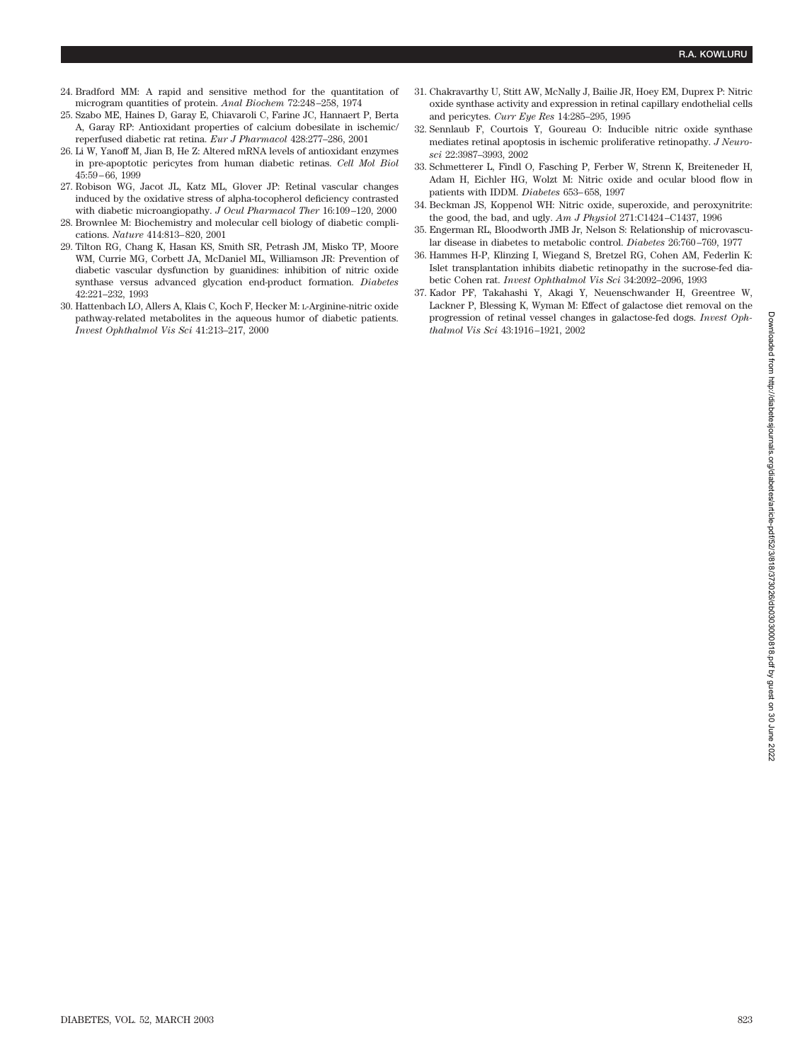24. Bradford MM: A rapid and sensitive method for the quantitation of microgram quantities of protein. *Anal Biochem* 72:248–258, 1974
25. Szabo ME, Haines D, Garay E, Chiavaroli C, Farine JC, Hannaert P, Berta A, Garay RP: Antioxidant properties of calcium dobesilate in ischemic/reperfused diabetic rat retina. *Eur J Pharmacol* 428:277–286, 2001
26. Li W, Yanoff M, Jian B, He Z: Altered mRNA levels of antioxidant enzymes in pre-apoptotic pericytes from human diabetic retinas. *Cell Mol Biol* 45:59–66, 1999
27. Robison WG, Jacot JL, Katz ML, Glover JP: Retinal vascular changes induced by the oxidative stress of alpha-tocopherol deficiency contrasted with diabetic microangiopathy. *J Ocul Pharmacol Ther* 16:109–120, 2000
28. Brownlee M: Biochemistry and molecular cell biology of diabetic complications. *Nature* 414:813–820, 2001
29. Tilton RG, Chang K, Hasan KS, Smith SR, Petrash JM, Misko TP, Moore WM, Currie MG, Corbett JA, McDaniel ML, Williamson JR: Prevention of diabetic vascular dysfunction by guanidines: inhibition of nitric oxide synthase versus advanced glycation end-product formation. *Diabetes* 42:221–232, 1993
30. Hattenbach LO, Allers A, Klais C, Koch F, Hecker M: L-Arginine-nitric oxide pathway-related metabolites in the aqueous humor of diabetic patients. *Invest Ophthalmol Vis Sci* 41:213–217, 2000
31. Chakravarthy U, Stitt AW, McNally J, Bailie JR, Hoey EM, Duprex P: Nitric oxide synthase activity and expression in retinal capillary endothelial cells and pericytes. *Curr Eye Res* 14:285–295, 1995
32. Sennlaub F, Courtois Y, Goureau O: Inducible nitric oxide synthase mediates retinal apoptosis in ischemic proliferative retinopathy. *J Neurosci* 22:3987–3993, 2002
33. Schmetterer L, Findl O, Fasching P, Ferber W, Strenn K, Breiteneder H, Adam H, Eichler HG, Wolzt M: Nitric oxide and ocular blood flow in patients with IDDM. *Diabetes* 653–658, 1997
34. Beckman JS, Koppenol WH: Nitric oxide, superoxide, and peroxynitrite: the good, the bad, and ugly. *Am J Physiol* 271:C1424–C1437, 1996
35. Engerman RL, Bloodworth JMB Jr, Nelson S: Relationship of microvascular disease in diabetes to metabolic control. *Diabetes* 26:760–769, 1977
36. Hammes H-P, Klinzing I, Wiegand S, Bretzel RG, Cohen AM, Federlin K: Islet transplantation inhibits diabetic retinopathy in the sucrose-fed diabetic Cohen rat. *Invest Ophthalmol Vis Sci* 34:2092–2096, 1993
37. Kador PF, Takahashi Y, Akagi Y, Neuenschwander H, Greentree W, Lackner P, Blessing K, Wyman M: Effect of galactose diet removal on the progression of retinal vessel changes in galactose-fed dogs. *Invest Ophthalmol Vis Sci* 43:1916–1921, 2002